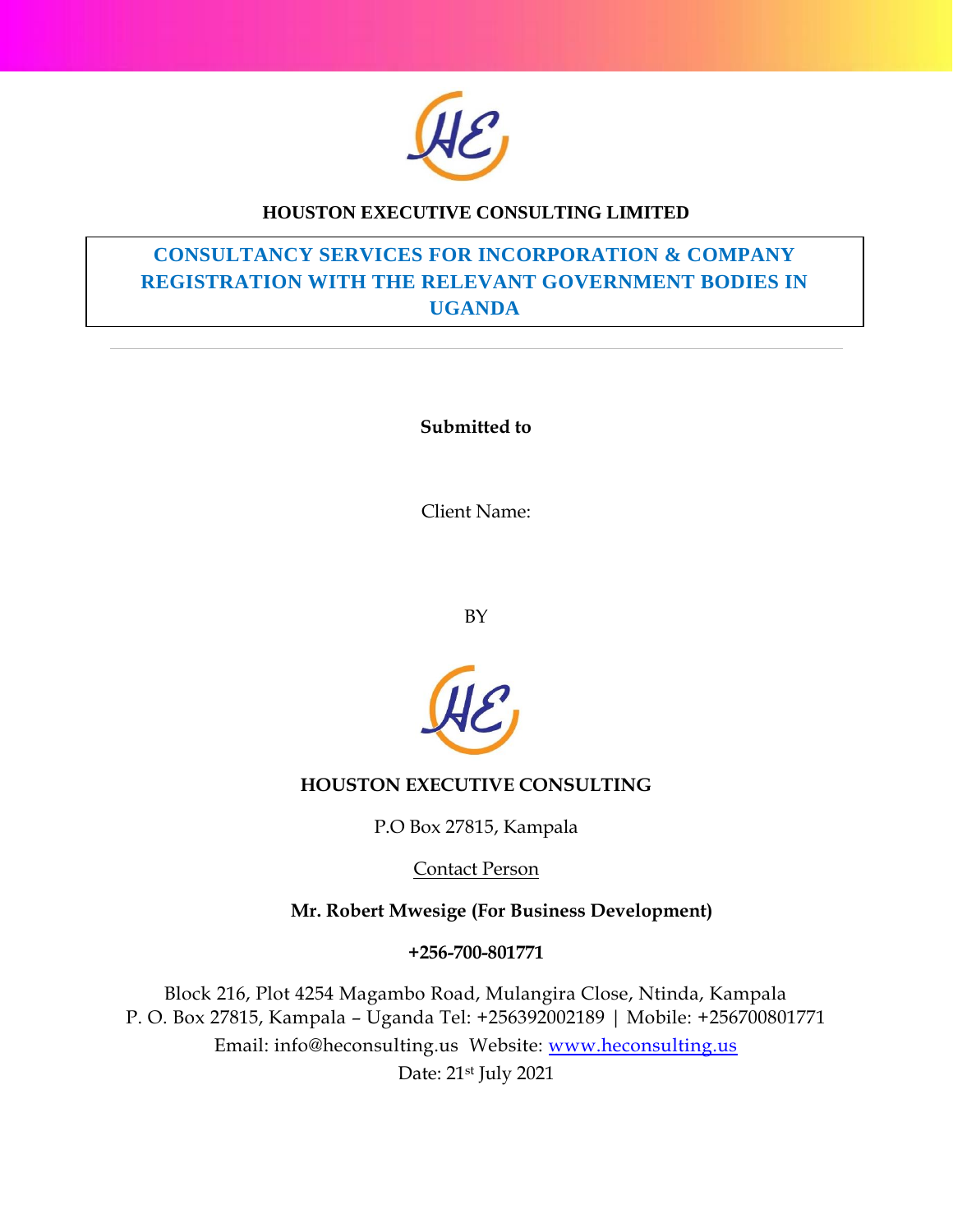**HOUSTON EXECUTIVE CONSULTING LIMITED**

# CONSULTANCY SERVICES FOR INCORPORATION & COMPANY REGISTRATION WITH THE RELEVANT GOVERNMENT BODIES IN UGANDA

---

**Submitted to**

Client Name:

BY

**HOUSTON EXECUTIVE CONSULTING**

P.O Box 27815, Kampala

Contact Person

**Mr. Robert Mwesige (For Business Development)**

**+256-700-801771**

Block 216, Plot 4254 Magambo Road, Mulangira Close, Ntinda, Kampala
P. O. Box 27815, Kampala – Uganda Tel: +256392002189 | Mobile: +256700801771
Email: info@heconsulting.us Website: www.heconsulting.us
Date: 21st July 2021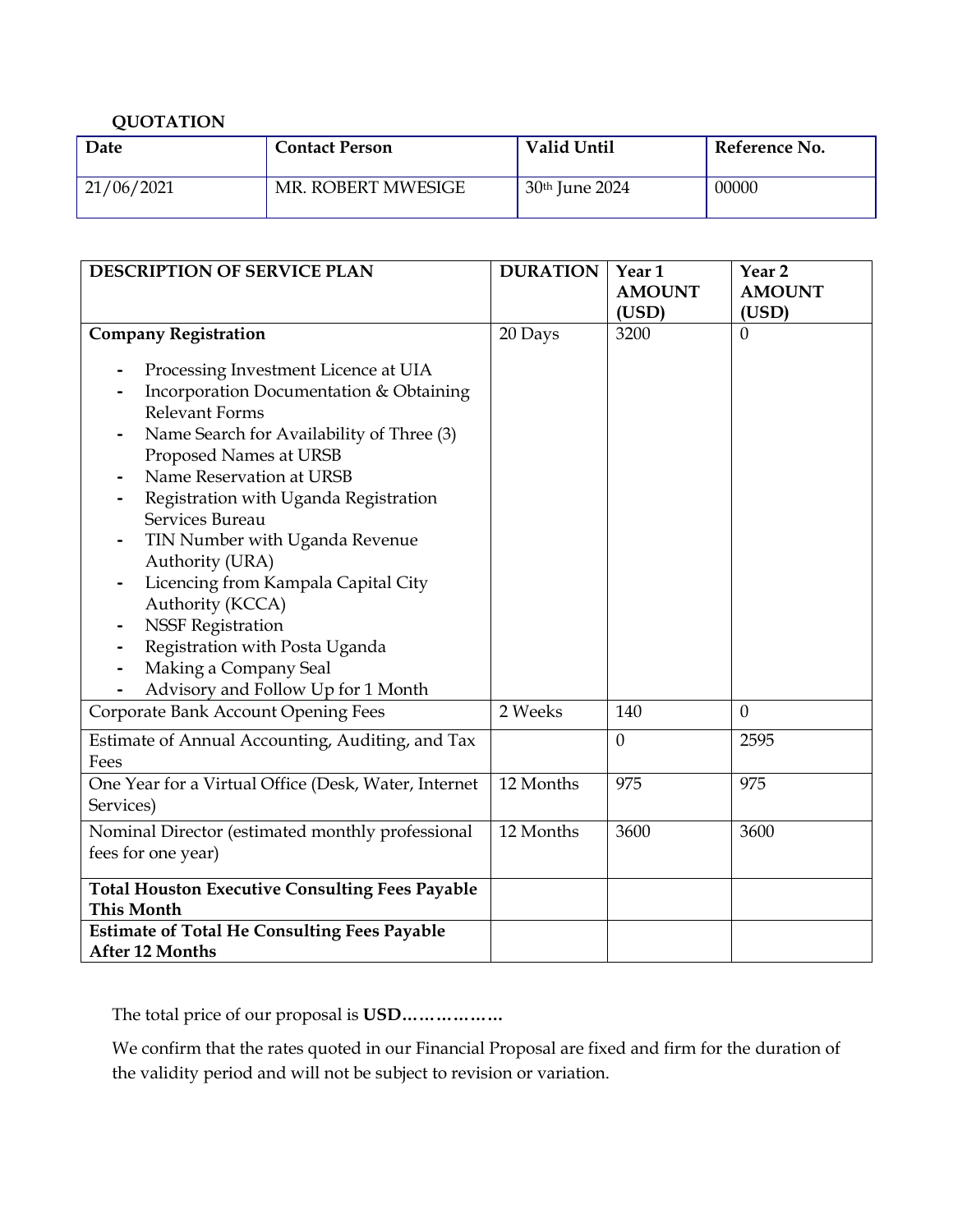**QUOTATION**

| Date | Contact Person | Valid Until | Reference No. |
|---|---|---|---|
| 21/06/2021 | MR. ROBERT MWESIGE | 30th June 2024 | 00000 |

| DESCRIPTION OF SERVICE PLAN | DURATION | Year 1 AMOUNT (USD) | Year 2 AMOUNT (USD) |
|---|---|---|---|
| **Company Registration**<br>- Processing Investment Licence at UIA<br>- Incorporation Documentation & Obtaining Relevant Forms<br>- Name Search for Availability of Three (3) Proposed Names at URSB<br>- Name Reservation at URSB<br>- Registration with Uganda Registration Services Bureau<br>- TIN Number with Uganda Revenue Authority (URA)<br>- Licencing from Kampala Capital City Authority (KCCA)<br>- NSSF Registration<br>- Registration with Posta Uganda<br>- Making a Company Seal<br>- Advisory and Follow Up for 1 Month | 20 Days | 3200 | 0 |
| Corporate Bank Account Opening Fees | 2 Weeks | 140 | 0 |
| Estimate of Annual Accounting, Auditing, and Tax Fees | | 0 | 2595 |
| One Year for a Virtual Office (Desk, Water, Internet Services) | 12 Months | 975 | 975 |
| Nominal Director (estimated monthly professional fees for one year) | 12 Months | 3600 | 3600 |
| **Total Houston Executive Consulting Fees Payable This Month** | | | |
| **Estimate of Total He Consulting Fees Payable After 12 Months** | | | |

The total price of our proposal is **USD………………**

We confirm that the rates quoted in our Financial Proposal are fixed and firm for the duration of the validity period and will not be subject to revision or variation.